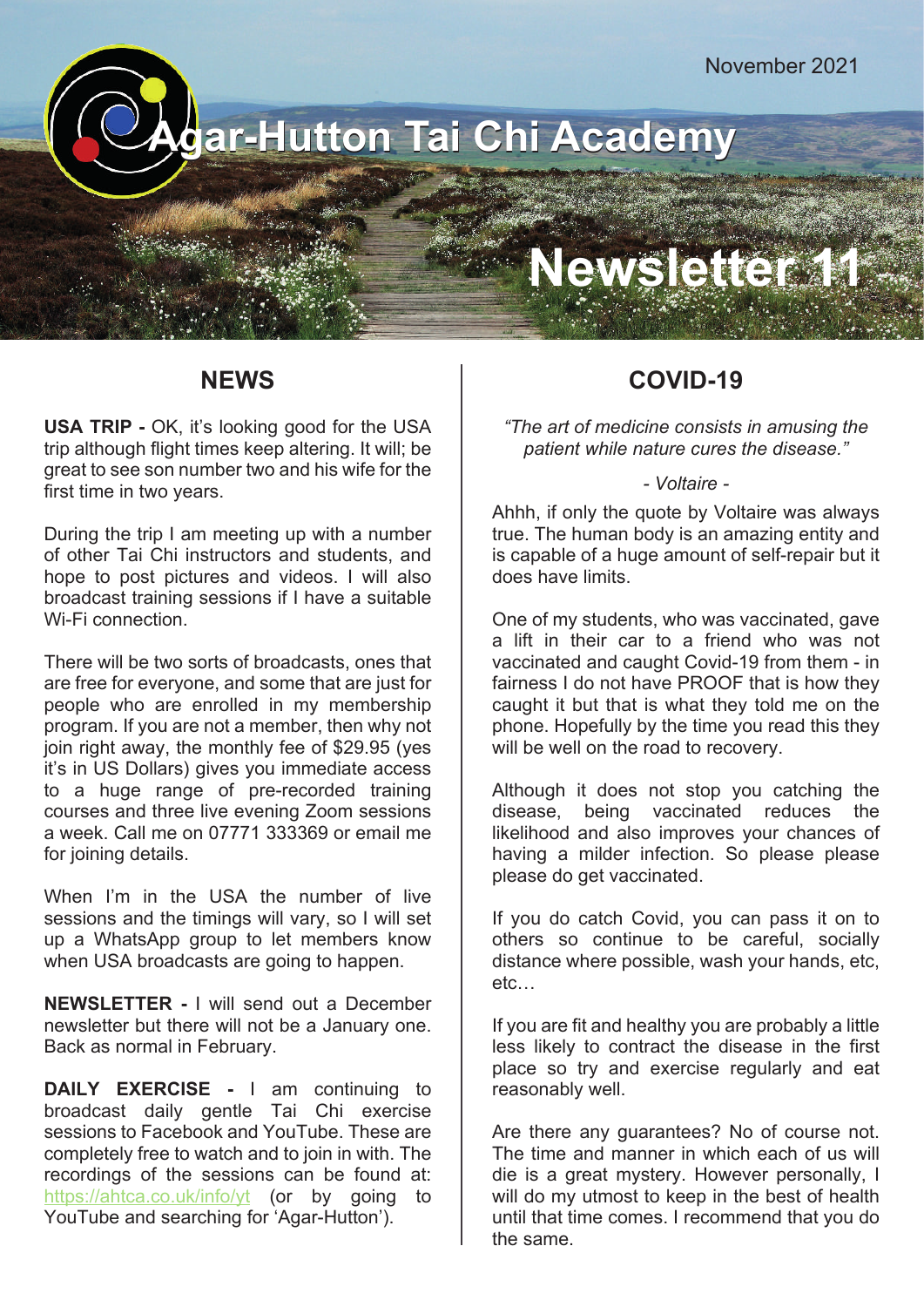November 2021

# Agar-Hutton Tai Chi Academy

# Newsletter 11

## NEWS

**USA TRIP -** OK, it's looking good for the USA trip although flight times keep altering. It will; be great to see son number two and his wife for the first time in two years.

During the trip I am meeting up with a number of other Tai Chi instructors and students, and hope to post pictures and videos. I will also broadcast training sessions if I have a suitable Wi-Fi connection.

There will be two sorts of broadcasts, ones that are free for everyone, and some that are just for people who are enrolled in my membership program. If you are not a member, then why not join right away, the monthly fee of $29.95 (yes it's in US Dollars) gives you immediate access to a huge range of pre-recorded training courses and three live evening Zoom sessions a week. Call me on 07771 333369 or email me for joining details.

When I'm in the USA the number of live sessions and the timings will vary, so I will set up a WhatsApp group to let members know when USA broadcasts are going to happen.

**NEWSLETTER -** I will send out a December newsletter but there will not be a January one. Back as normal in February.

**DAILY EXERCISE -** I am continuing to broadcast daily gentle Tai Chi exercise sessions to Facebook and YouTube. These are completely free to watch and to join in with. The recordings of the sessions can be found at: https://ahtca.co.uk/info/yt (or by going to YouTube and searching for 'Agar-Hutton').

## COVID-19

*"The art of medicine consists in amusing the patient while nature cures the disease."*

*- Voltaire -*

Ahhh, if only the quote by Voltaire was always true. The human body is an amazing entity and is capable of a huge amount of self-repair but it does have limits.

One of my students, who was vaccinated, gave a lift in their car to a friend who was not vaccinated and caught Covid-19 from them - in fairness I do not have PROOF that is how they caught it but that is what they told me on the phone. Hopefully by the time you read this they will be well on the road to recovery.

Although it does not stop you catching the disease, being vaccinated reduces the likelihood and also improves your chances of having a milder infection. So please please please do get vaccinated.

If you do catch Covid, you can pass it on to others so continue to be careful, socially distance where possible, wash your hands, etc, etc…

If you are fit and healthy you are probably a little less likely to contract the disease in the first place so try and exercise regularly and eat reasonably well.

Are there any guarantees? No of course not. The time and manner in which each of us will die is a great mystery. However personally, I will do my utmost to keep in the best of health until that time comes. I recommend that you do the same.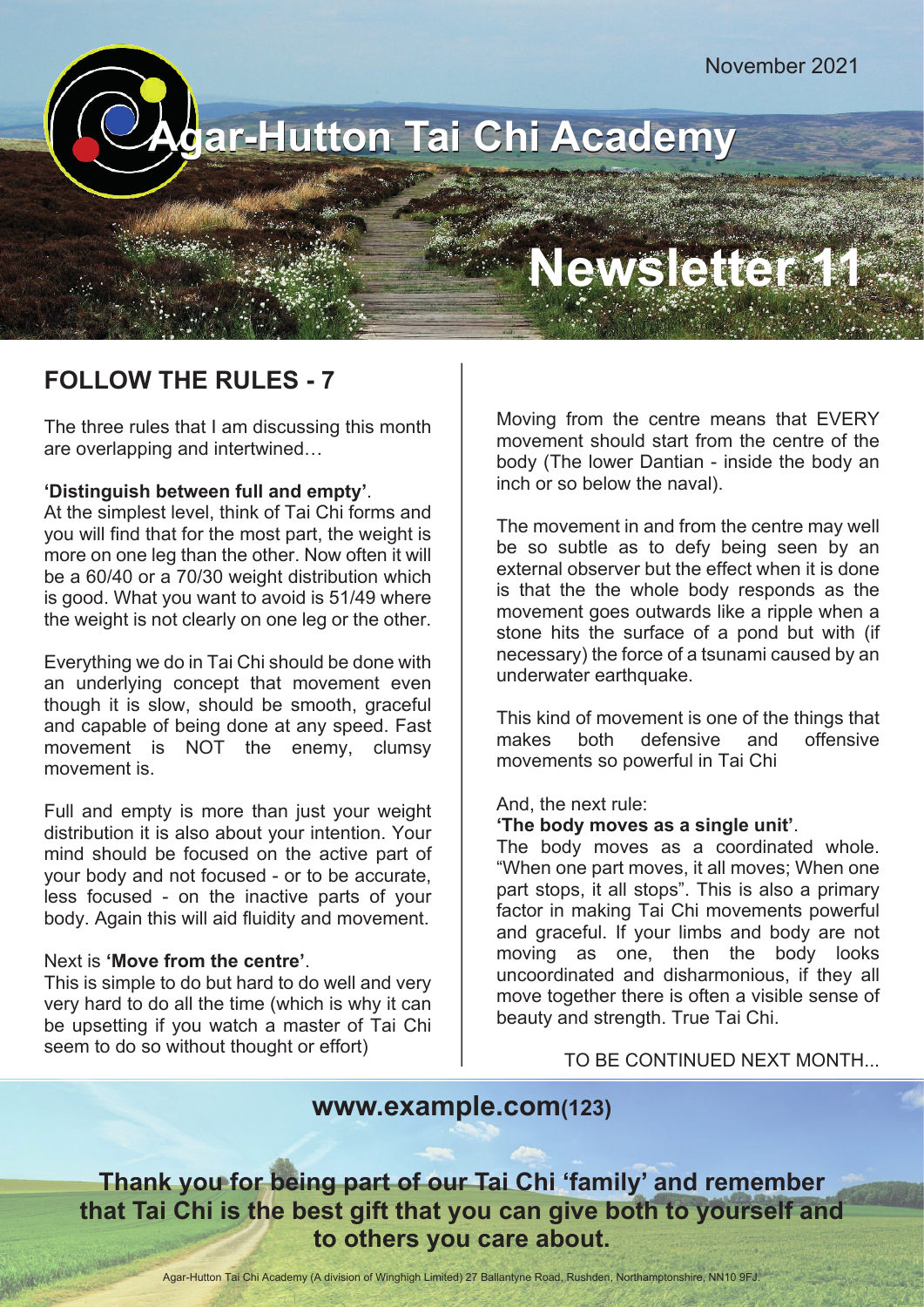November 2021

# Agar-Hutton Tai Chi Academy

# Newsletter 11

## FOLLOW THE RULES - 7

The three rules that I am discussing this month are overlapping and intertwined…

**'Distinguish between full and empty'**.
At the simplest level, think of Tai Chi forms and you will find that for the most part, the weight is more on one leg than the other. Now often it will be a 60/40 or a 70/30 weight distribution which is good. What you want to avoid is 51/49 where the weight is not clearly on one leg or the other.

Everything we do in Tai Chi should be done with an underlying concept that movement even though it is slow, should be smooth, graceful and capable of being done at any speed. Fast movement is NOT the enemy, clumsy movement is.

Full and empty is more than just your weight distribution it is also about your intention. Your mind should be focused on the active part of your body and not focused - or to be accurate, less focused - on the inactive parts of your body. Again this will aid fluidity and movement.

Next is **'Move from the centre'**.
This is simple to do but hard to do well and very very hard to do all the time (which is why it can be upsetting if you watch a master of Tai Chi seem to do so without thought or effort)

Moving from the centre means that EVERY movement should start from the centre of the body (The lower Dantian - inside the body an inch or so below the naval).

The movement in and from the centre may well be so subtle as to defy being seen by an external observer but the effect when it is done is that the the whole body responds as the movement goes outwards like a ripple when a stone hits the surface of a pond but with (if necessary) the force of a tsunami caused by an underwater earthquake.

This kind of movement is one of the things that makes both defensive and offensive movements so powerful in Tai Chi

And, the next rule:
**'The body moves as a single unit'**.
The body moves as a coordinated whole. "When one part moves, it all moves; When one part stops, it all stops". This is also a primary factor in making Tai Chi movements powerful and graceful. If your limbs and body are not moving as one, then the body looks uncoordinated and disharmonious, if they all move together there is often a visible sense of beauty and strength. True Tai Chi.

TO BE CONTINUED NEXT MONTH...

**www.example.com(123)**

**Thank you for being part of our Tai Chi 'family' and remember that Tai Chi is the best gift that you can give both to yourself and to others you care about.**

Agar-Hutton Tai Chi Academy (A division of Winghigh Limited) 27 Ballantyne Road, Rushden, Northamptonshire, NN10 9FJ.